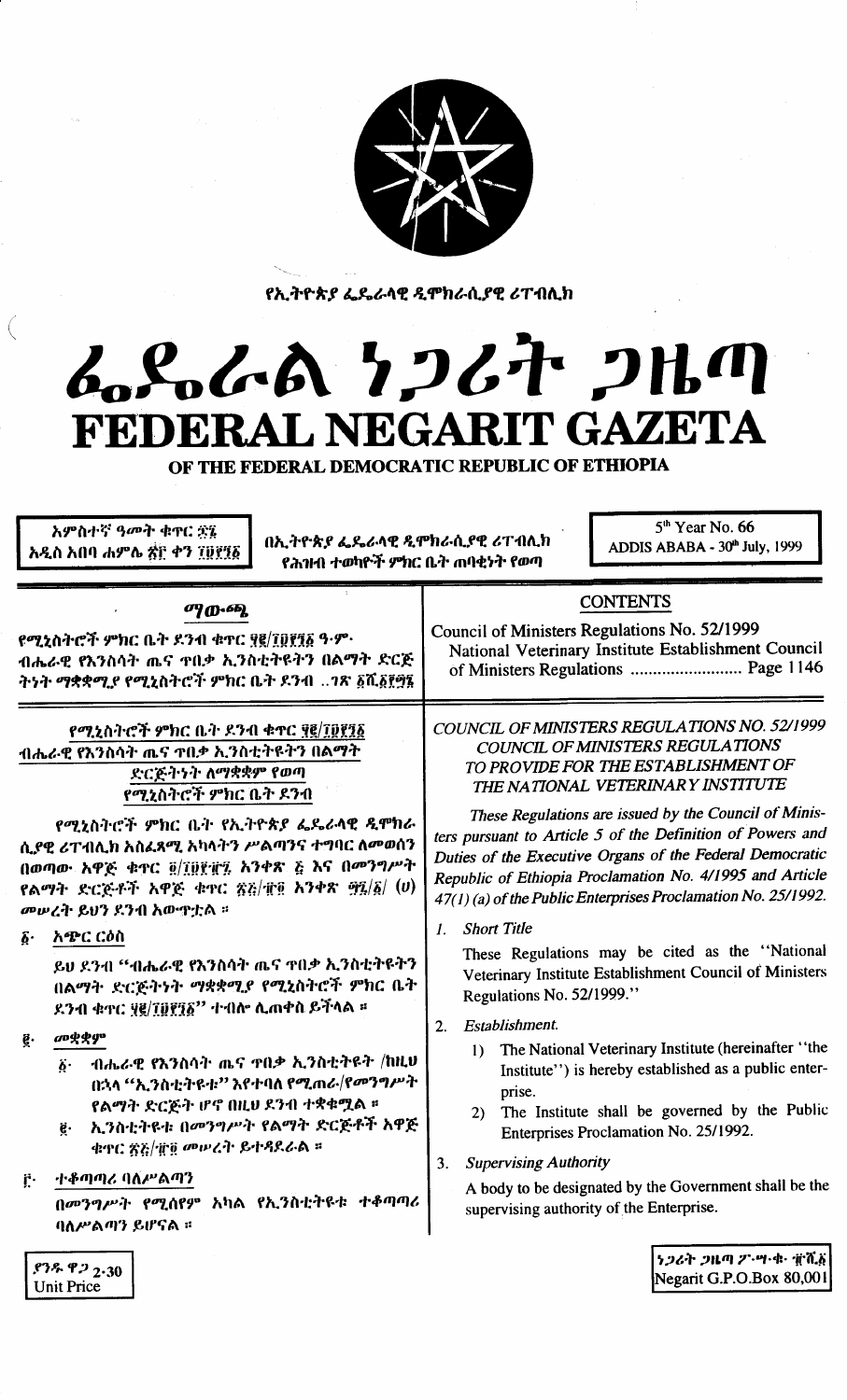የኢትዮጵያ ፌዴራላዊ ዲሞክራሲያዊ ሪፐብሊክ

# ፌዴራል ነጋሪት ጋዜጣ
# FEDERAL NEGARIT GAZETA
## OF THE FEDERAL DEMOCRATIC REPUBLIC OF ETHIOPIA

አምስተኛ ዓመት ቁጥር ፷፮
አዲስ አበባ ሐምሌ ፳፫ ቀን ፲፱፻፺፩

በኢትዮጵያ ፌዴራላዊ ዲሞክራሲያዊ ሪፐብሊክ የሕዝብ ተወካዮች ምክር ቤት ጠባቂነት የወጣ

5th Year No. 66
ADDIS ABABA - 30th July, 1999

## ማውጫ

የሚኒስትሮች ምክር ቤት ደንብ ቁጥር ፶፪/፲፱፻፺፩ ዓ.ም.
ብሔራዊ የእንስሳት ጤና ጥበቃ ኢንስቲትዩትን በልማት ድርጅትነት ማቋቋሚያ የሚኒስትሮች ምክር ቤት ደንብ ..ገጽ ፩ሺ፩፻፵፮

## CONTENTS

Council of Ministers Regulations No. 52/1999
National Veterinary Institute Establishment Council of Ministers Regulations ......................... Page 1146

### የሚኒስትሮች ምክር ቤት ደንብ ቁጥር ፶፪/፲፱፻፺፩
### ብሔራዊ የእንስሳት ጤና ጥበቃ ኢንስቲትዩትን በልማት ድርጅትነት ለማቋቋም የወጣ የሚኒስትሮች ምክር ቤት ደንብ

የሚኒስትሮች ምክር ቤት የኢትዮጵያ ፌዴራላዊ ዲሞክራሲያዊ ሪፐብሊክ አስፈጻሚ አካላትን ሥልጣንና ተግባር ለመወሰን በወጣው አዋጅ ቁጥር ፬/፲፱፻፹፯ አንቀጽ ፭ እና በመንግሥት የልማት ድርጅቶች አዋጅ ቁጥር ፳፭/፹፬ አንቀጽ ፵፯/፩/ (ሀ) መሠረት ይህን ደንብ አውጥቷል ።

፩· አጭር ርዕስ

ይህ ደንብ "ብሔራዊ የእንስሳት ጤና ጥበቃ ኢንስቲትዩትን በልማት ድርጅትነት ማቋቋሚያ የሚኒስትሮች ምክር ቤት ደንብ ቁጥር ፶፪/፲፱፻፺፩" ተብሎ ሊጠቀስ ይችላል ።

፪· መቋቋም

፩· ብሔራዊ የእንስሳት ጤና ጥበቃ ኢንስቲትዩት /ከዚህ በኋላ "ኢንስቲትዩቱ" እየተባለ የሚጠራ/የመንግሥት የልማት ድርጅት ሆኖ በዚህ ደንብ ተቋቁሟል ።

፪· ኢንስቲትዩቱ በመንግሥት የልማት ድርጅቶች አዋጅ ቁጥር ፳፭/፹፬ መሠረት ይተዳደራል ።

፫· ተቆጣጣሪ ባለሥልጣን

በመንግሥት የሚሰየም አካል የኢንስቲትዩቱ ተቆጣጣሪ ባለሥልጣን ይሆናል ።

### *COUNCIL OF MINISTERS REGULATIONS NO. 52/1999*
### *COUNCIL OF MINISTERS REGULATIONS TO PROVIDE FOR THE ESTABLISHMENT OF THE NATIONAL VETERINARY INSTITUTE*

*These Regulations are issued by the Council of Ministers pursuant to Article 5 of the Definition of Powers and Duties of the Executive Organs of the Federal Democratic Republic of Ethiopia Proclamation No. 4/1995 and Article 47(1) (a) of the Public Enterprises Proclamation No. 25/1992.*

1. *Short Title*

These Regulations may be cited as the "National Veterinary Institute Establishment Council of Ministers Regulations No. 52/1999."

2. *Establishment.*

   1) The National Veterinary Institute (hereinafter "the Institute") is hereby established as a public enterprise.

   2) The Institute shall be governed by the Public Enterprises Proclamation No. 25/1992.

3. *Supervising Authority*

A body to be designated by the Government shall be the supervising authority of the Enterprise.

ያንዱ ዋጋ 2·30
Unit Price

ነጋሪት ጋዜጣ ፖ·ሣ·ቁ· ፹ሺ፩
Negarit G.P.O.Box 80,001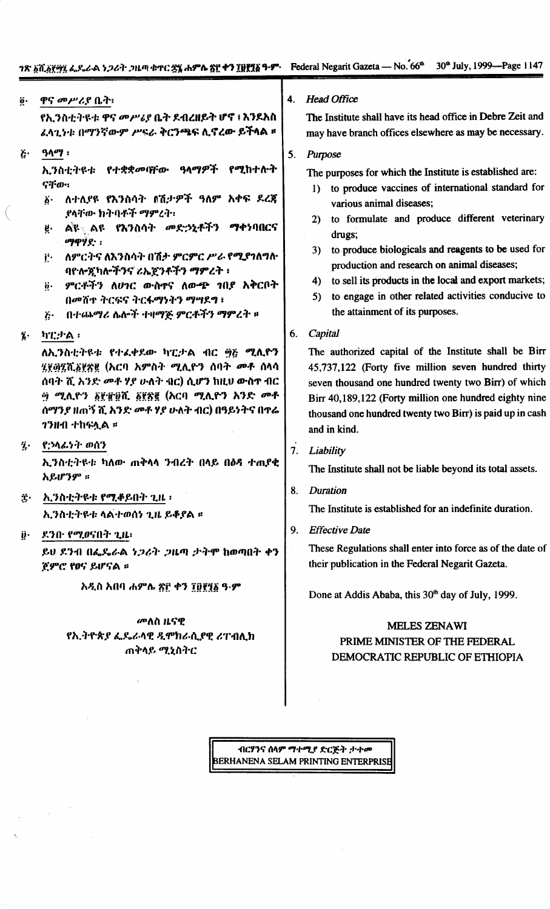፬· ዋና መሥሪያ ቤት፣

የኢንስቲትዩቱ ዋና መሥሪያ ቤት ደብረዘይት ሆኖ ፤ እንደአስፈላጊነቱ በማንኛውም ሥፍራ ቅርንጫፍ ሊኖረው ይችላል ።

፭· ዓላማ ፤

ኢንስቲትዩቱ የተቋቋመባቸው ዓላማዎች የሚከተሉት ናቸው፡-

፩· ለተለያዩ የእንስሳት በሽታዎች ዓለም አቀፍ ደረጃ ያላቸው ክትባቶች ማምረት፡

፪· ልዩ ልዩ የእንስሳት መድኃኒቶችን ማቀነባበርና ማዋሃድ ፤

፫· ለምርትና ለእንስሳት በሽታ ምርምር ሥራ የሚያገለግሉ ባዮሎጂካሎችንና ሪኤጀንቶችን ማምረት ፤

፬· ምርቶችን ለሀገር ውስጥና ለውጭ ገበያ አቅርቦት በመሸጥ ትርፍና ትርፋማነትን ማሣደግ ፤

፭· በተጨማሪ ሌሎች ተዛማጅ ምርቶችን ማምረት ።

፮· ካፒታል ፤

ለኢንስቲትዩቱ የተፈቀደው ካፒታል ብር ፵፭ ሚሊዮን ፯፻፴፯ሺ፩፻፳፪ (አርባ አምስት ሚሊዮን ሰባት መቶ ሰላሳ ሰባት ሺ አንድ መቶ ሃያ ሁለት ብር) ሲሆን ከዚህ ውስጥ ብር ፵ ሚሊዮን ፩፻፹፱ሺ ፩፻፳፪ (አርባ ሚሊዮን አንድ መቶ ሰማንያ ዘጠኝ ሺ አንድ መቶ ሃያ ሁለት ብር) በዓይነትና በጥሬ ገንዘብ ተከፍሏል ።

፯· የኃላፊነት ወሰን

ኢንስቲትዩቱ ካለው ጠቅላላ ንብረት በላይ በዕዳ ተጠያቂ አይሆንም ።

፰· ኢንስቲትዩቱ የሚቆይበት ጊዜ ፤

ኢንስቲትዩቱ ላልተወሰነ ጊዜ ይቆያል ።

፱· ደንቡ የሚፀናበት ጊዜ፡

ይህ ደንብ በፌዴራል ነጋሪት ጋዜጣ ታትሞ ከወጣበት ቀን ጀምሮ የፀና ይሆናል ።

አዲስ አበባ ሐምሌ ፳፫ ቀን ፲፱፻፺፩ ዓ·ም

መለስ ዜናዊ

የኢትዮጵያ ፌዴራላዊ ዲሞክራሲያዊ ሪፐብሊክ ጠቅላይ ሚኒስትር

4. *Head Office*

The Institute shall have its head office in Debre Zeit and may have branch offices elsewhere as may be necessary.

5. *Purpose*

The purposes for which the Institute is established are:

1) to produce vaccines of international standard for various animal diseases;
2) to formulate and produce different veterinary drugs;
3) to produce biologicals and reagents to be used for production and research on animal diseases;
4) to sell its products in the local and export markets;
5) to engage in other related activities conducive to the attainment of its purposes.

6. *Capital*

The authorized capital of the Institute shall be Birr 45,737,122 (Forty five million seven hundred thirty seven thousand one hundred twenty two Birr) of which Birr 40,189,122 (Forty million one hundred eighty nine thousand one hundred twenty two Birr) is paid up in cash and in kind.

7. *Liability*

The Institute shall not be liable beyond its total assets.

8. *Duration*

The Institute is established for an indefinite duration.

9. *Effective Date*

These Regulations shall enter into force as of the date of their publication in the Federal Negarit Gazeta.

Done at Addis Ababa, this 30th day of July, 1999.

MELES ZENAWI

PRIME MINISTER OF THE FEDERAL DEMOCRATIC REPUBLIC OF ETHIOPIA

ብርሃንና ሰላም ማተሚያ ድርጅት ታተመ

BERHANENA SELAM PRINTING ENTERPRISE